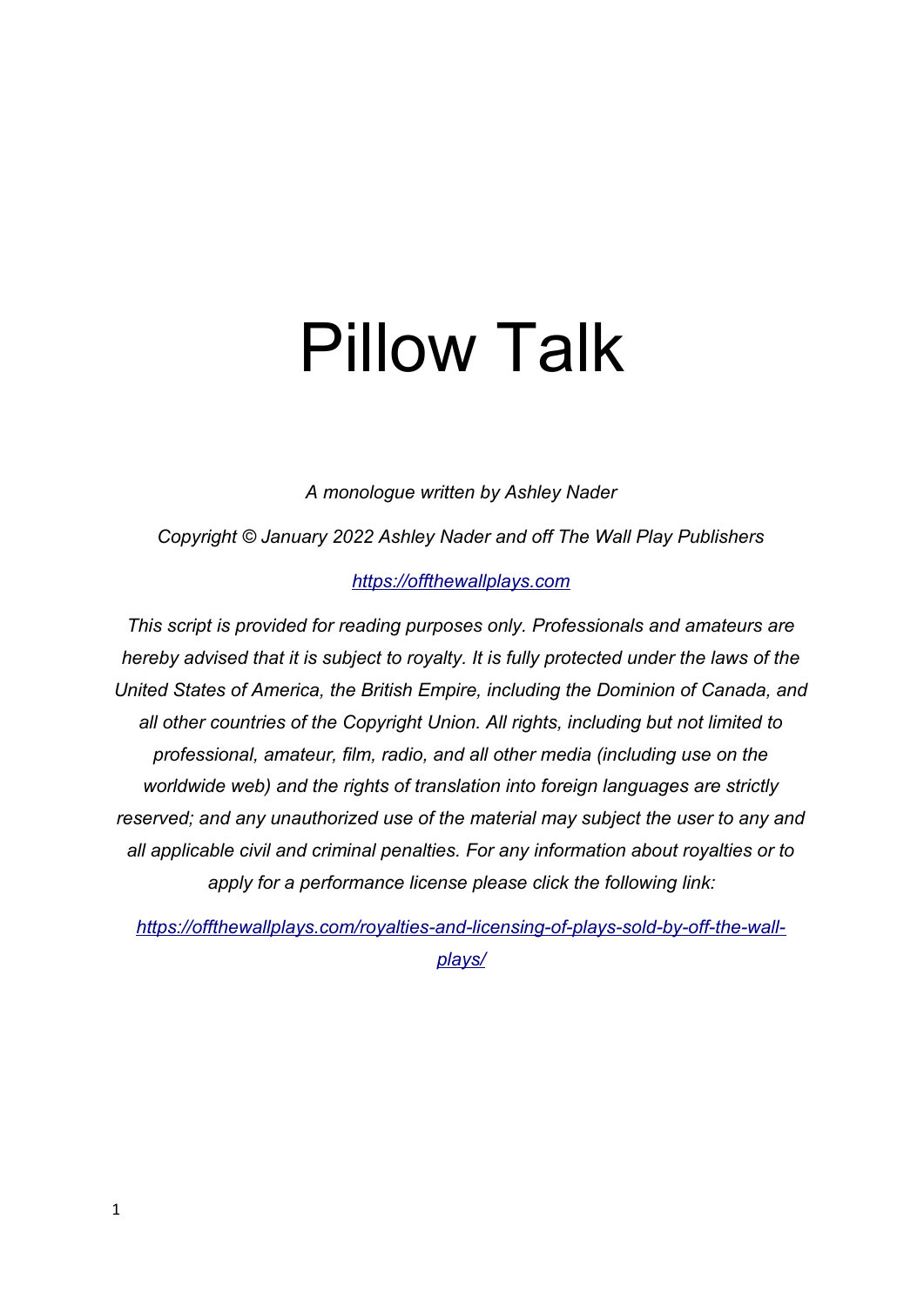# Pillow Talk

*A monologue written by Ashley Nader*

*Copyright © January 2022 Ashley Nader and off The Wall Play Publishers*

[https://offthewallplays.com](https://offthewallplays.com)

*This script is provided for reading purposes only. Professionals and amateurs are hereby advised that it is subject to royalty. It is fully protected under the laws of the United States of America, the British Empire, including the Dominion of Canada, and all other countries of the Copyright Union. All rights, including but not limited to professional, amateur, film, radio, and all other media (including use on the worldwide web) and the rights of translation into foreign languages are strictly reserved; and any unauthorized use of the material may subject the user to any and all applicable civil and criminal penalties. For any information about royalties or to apply for a performance license please click the following link:*

[https://offthewallplays.com/royalties-and-licensing-of-plays-sold-by-off-the-wall-plays/](https://offthewallplays.com/royalties-and-licensing-of-plays-sold-by-off-the-wall-plays/)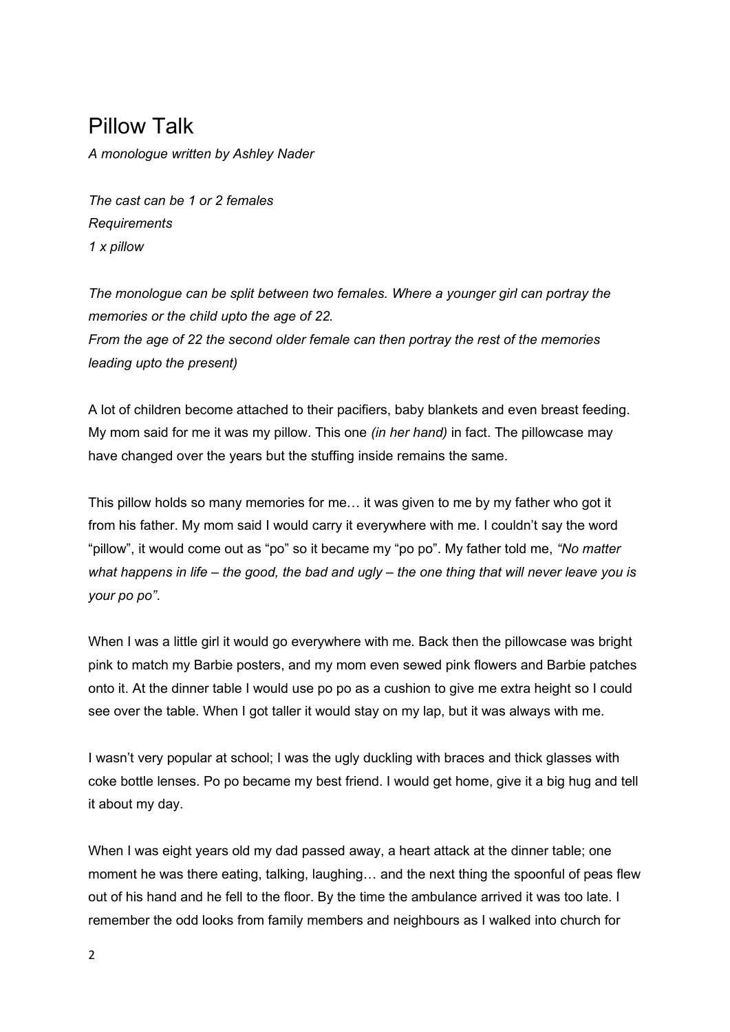# Pillow Talk

*A monologue written by Ashley Nader*

*The cast can be 1 or 2 females*
*Requirements*
*1 x pillow*

*The monologue can be split between two females. Where a younger girl can portray the memories or the child upto the age of 22.*
*From the age of 22 the second older female can then portray the rest of the memories leading upto the present)*

A lot of children become attached to their pacifiers, baby blankets and even breast feeding. My mom said for me it was my pillow. This one *(in her hand)* in fact. The pillowcase may have changed over the years but the stuffing inside remains the same.

This pillow holds so many memories for me… it was given to me by my father who got it from his father. My mom said I would carry it everywhere with me. I couldn't say the word "pillow", it would come out as "po" so it became my "po po". My father told me, *"No matter what happens in life – the good, the bad and ugly – the one thing that will never leave you is your po po"*.

When I was a little girl it would go everywhere with me. Back then the pillowcase was bright pink to match my Barbie posters, and my mom even sewed pink flowers and Barbie patches onto it. At the dinner table I would use po po as a cushion to give me extra height so I could see over the table. When I got taller it would stay on my lap, but it was always with me.

I wasn't very popular at school; I was the ugly duckling with braces and thick glasses with coke bottle lenses. Po po became my best friend. I would get home, give it a big hug and tell it about my day.

When I was eight years old my dad passed away, a heart attack at the dinner table; one moment he was there eating, talking, laughing… and the next thing the spoonful of peas flew out of his hand and he fell to the floor. By the time the ambulance arrived it was too late. I remember the odd looks from family members and neighbours as I walked into church for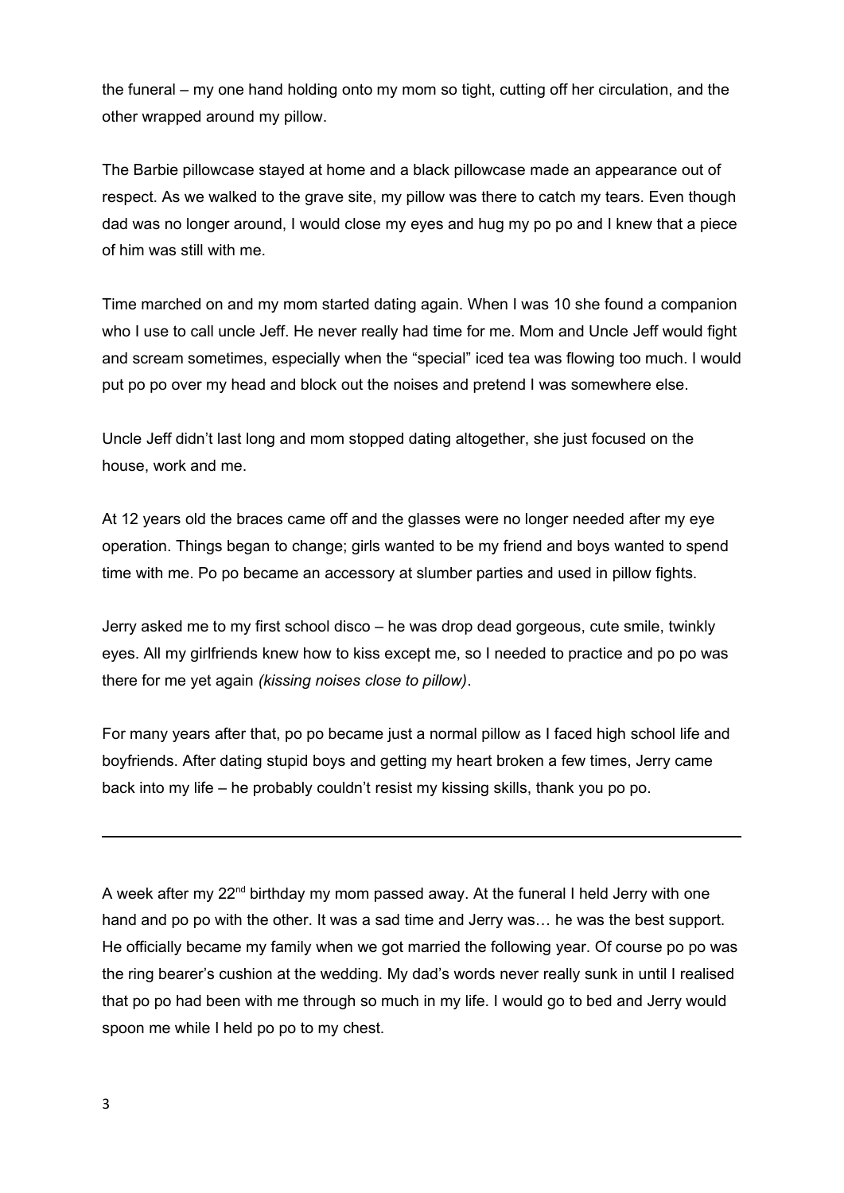the funeral – my one hand holding onto my mom so tight, cutting off her circulation, and the other wrapped around my pillow.

The Barbie pillowcase stayed at home and a black pillowcase made an appearance out of respect. As we walked to the grave site, my pillow was there to catch my tears. Even though dad was no longer around, I would close my eyes and hug my po po and I knew that a piece of him was still with me.

Time marched on and my mom started dating again. When I was 10 she found a companion who I use to call uncle Jeff. He never really had time for me. Mom and Uncle Jeff would fight and scream sometimes, especially when the "special" iced tea was flowing too much. I would put po po over my head and block out the noises and pretend I was somewhere else.

Uncle Jeff didn't last long and mom stopped dating altogether, she just focused on the house, work and me.

At 12 years old the braces came off and the glasses were no longer needed after my eye operation. Things began to change; girls wanted to be my friend and boys wanted to spend time with me. Po po became an accessory at slumber parties and used in pillow fights.

Jerry asked me to my first school disco – he was drop dead gorgeous, cute smile, twinkly eyes. All my girlfriends knew how to kiss except me, so I needed to practice and po po was there for me yet again *(kissing noises close to pillow)*.

For many years after that, po po became just a normal pillow as I faced high school life and boyfriends. After dating stupid boys and getting my heart broken a few times, Jerry came back into my life – he probably couldn't resist my kissing skills, thank you po po.

---

A week after my 22nd birthday my mom passed away. At the funeral I held Jerry with one hand and po po with the other. It was a sad time and Jerry was… he was the best support. He officially became my family when we got married the following year. Of course po po was the ring bearer's cushion at the wedding. My dad's words never really sunk in until I realised that po po had been with me through so much in my life. I would go to bed and Jerry would spoon me while I held po po to my chest.